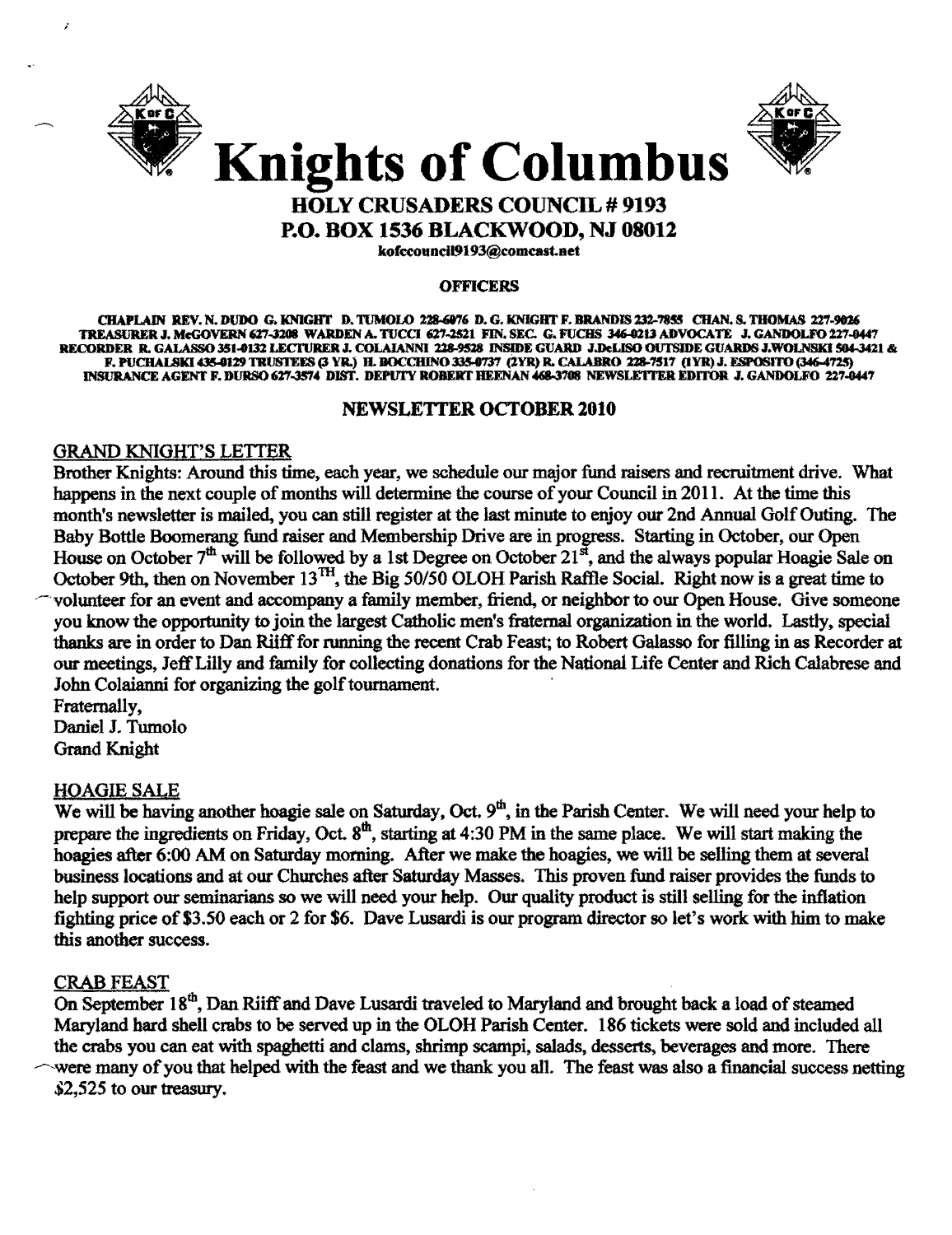# Knights of Columbus

## HOLY CRUSADERS COUNCIL # 9193
## P.O. BOX 1536 BLACKWOOD, NJ 08012

kofccouncil9193@comcast.net

### OFFICERS

CHAPLAIN REV. N. DUDO G. KNIGHT D. TUMOLO 228-6076 D. G. KNIGHT F. BRANDIS 232-7855 CHAN. S. THOMAS 227-9026 TREASURER J. McGOVERN 627-3208 WARDEN A. TUCCI 627-2521 FIN. SEC. G. FUCHS 346-0213 ADVOCATE J. GANDOLFO 227-0447 RECORDER R. GALASSO 351-0132 LECTURER J. COLAIANNI 228-9528 INSIDE GUARD J.DeLISO OUTSIDE GUARDS J.WOLNSKI 504-3421 & F. PUCHALSKI 435-0129 TRUSTEES (3 YR.) H. BOCCHINO 335-0737 (2YR) R. CALABRO 228-7517 (1YR) J. ESPOSITO (346-4725) INSURANCE AGENT F. DURSO 627-3574 DIST. DEPUTY ROBERT HEENAN 468-3708 NEWSLETTER EDITOR J. GANDOLFO 227-0447

### NEWSLETTER OCTOBER 2010

#### GRAND KNIGHT'S LETTER

Brother Knights: Around this time, each year, we schedule our major fund raisers and recruitment drive. What happens in the next couple of months will determine the course of your Council in 2011. At the time this month's newsletter is mailed, you can still register at the last minute to enjoy our 2nd Annual Golf Outing. The Baby Bottle Boomerang fund raiser and Membership Drive are in progress. Starting in October, our Open House on October 7th will be followed by a 1st Degree on October 21st, and the always popular Hoagie Sale on October 9th, then on November 13TH, the Big 50/50 OLOH Parish Raffle Social. Right now is a great time to volunteer for an event and accompany a family member, friend, or neighbor to our Open House. Give someone you know the opportunity to join the largest Catholic men's fraternal organization in the world. Lastly, special thanks are in order to Dan Riiff for running the recent Crab Feast; to Robert Galasso for filling in as Recorder at our meetings, Jeff Lilly and family for collecting donations for the National Life Center and Rich Calabrese and John Colaianni for organizing the golf tournament.

Fraternally,
Daniel J. Tumolo
Grand Knight

#### HOAGIE SALE

We will be having another hoagie sale on Saturday, Oct. 9th, in the Parish Center. We will need your help to prepare the ingredients on Friday, Oct. 8th, starting at 4:30 PM in the same place. We will start making the hoagies after 6:00 AM on Saturday morning. After we make the hoagies, we will be selling them at several business locations and at our Churches after Saturday Masses. This proven fund raiser provides the funds to help support our seminarians so we will need your help. Our quality product is still selling for the inflation fighting price of $3.50 each or 2 for $6. Dave Lusardi is our program director so let's work with him to make this another success.

#### CRAB FEAST

On September 18th, Dan Riiff and Dave Lusardi traveled to Maryland and brought back a load of steamed Maryland hard shell crabs to be served up in the OLOH Parish Center. 186 tickets were sold and included all the crabs you can eat with spaghetti and clams, shrimp scampi, salads, desserts, beverages and more. There were many of you that helped with the feast and we thank you all. The feast was also a financial success netting $2,525 to our treasury.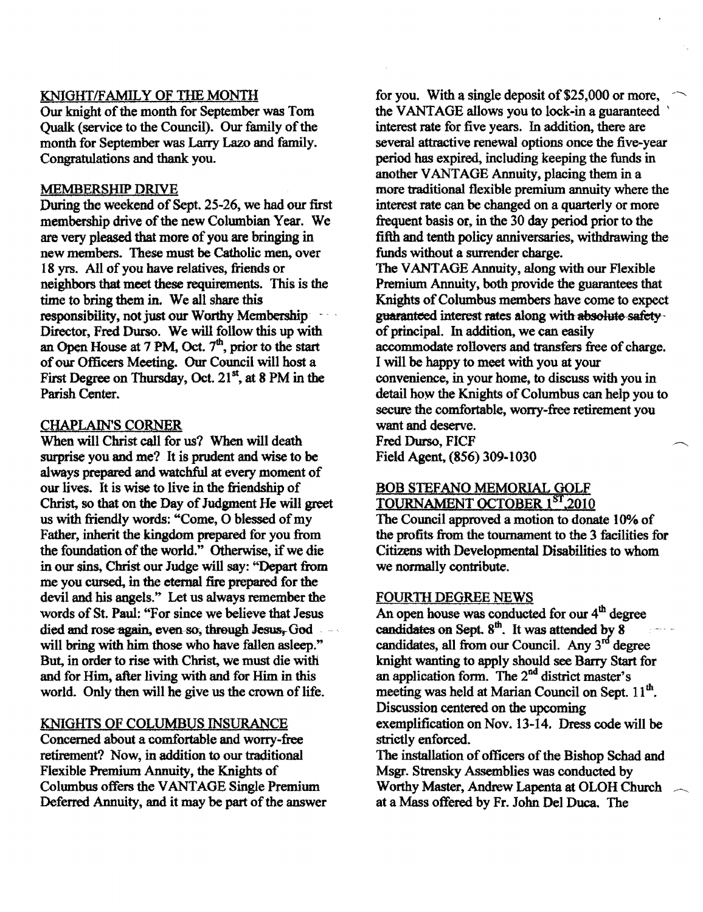## KNIGHT/FAMILY OF THE MONTH

Our knight of the month for September was Tom Qualk (service to the Council). Our family of the month for September was Larry Lazo and family. Congratulations and thank you.

## MEMBERSHIP DRIVE

During the weekend of Sept. 25-26, we had our first membership drive of the new Columbian Year. We are very pleased that more of you are bringing in new members. These must be Catholic men, over 18 yrs. All of you have relatives, friends or neighbors that meet these requirements. This is the time to bring them in. We all share this responsibility, not just our Worthy Membership Director, Fred Durso. We will follow this up with an Open House at 7 PM, Oct. 7th, prior to the start of our Officers Meeting. Our Council will host a First Degree on Thursday, Oct. 21st, at 8 PM in the Parish Center.

## CHAPLAIN'S CORNER

When will Christ call for us? When will death surprise you and me? It is prudent and wise to be always prepared and watchful at every moment of our lives. It is wise to live in the friendship of Christ, so that on the Day of Judgment He will greet us with friendly words: "Come, O blessed of my Father, inherit the kingdom prepared for you from the foundation of the world." Otherwise, if we die in our sins, Christ our Judge will say: "Depart from me you cursed, in the eternal fire prepared for the devil and his angels." Let us always remember the words of St. Paul: "For since we believe that Jesus died and rose again, even so, through Jesus, God will bring with him those who have fallen asleep." But, in order to rise with Christ, we must die with and for Him, after living with and for Him in this world. Only then will he give us the crown of life.

## KNIGHTS OF COLUMBUS INSURANCE

Concerned about a comfortable and worry-free retirement? Now, in addition to our traditional Flexible Premium Annuity, the Knights of Columbus offers the VANTAGE Single Premium Deferred Annuity, and it may be part of the answer for you. With a single deposit of $25,000 or more, the VANTAGE allows you to lock-in a guaranteed interest rate for five years. In addition, there are several attractive renewal options once the five-year period has expired, including keeping the funds in another VANTAGE Annuity, placing them in a more traditional flexible premium annuity where the interest rate can be changed on a quarterly or more frequent basis or, in the 30 day period prior to the fifth and tenth policy anniversaries, withdrawing the funds without a surrender charge.

The VANTAGE Annuity, along with our Flexible Premium Annuity, both provide the guarantees that Knights of Columbus members have come to expect guaranteed interest rates along with absolute safety of principal. In addition, we can easily accommodate rollovers and transfers free of charge. I will be happy to meet with you at your convenience, in your home, to discuss with you in detail how the Knights of Columbus can help you to secure the comfortable, worry-free retirement you want and deserve.

Fred Durso, FICF
Field Agent, (856) 309-1030

## BOB STEFANO MEMORIAL GOLF TOURNAMENT OCTOBER 1ST,2010

The Council approved a motion to donate 10% of the profits from the tournament to the 3 facilities for Citizens with Developmental Disabilities to whom we normally contribute.

## FOURTH DEGREE NEWS

An open house was conducted for our 4th degree candidates on Sept. 8th. It was attended by 8 candidates, all from our Council. Any 3rd degree knight wanting to apply should see Barry Start for an application form. The 2nd district master's meeting was held at Marian Council on Sept. 11th. Discussion centered on the upcoming exemplification on Nov. 13-14. Dress code will be strictly enforced.

The installation of officers of the Bishop Schad and Msgr. Strensky Assemblies was conducted by Worthy Master, Andrew Lapenta at OLOH Church at a Mass offered by Fr. John Del Duca. The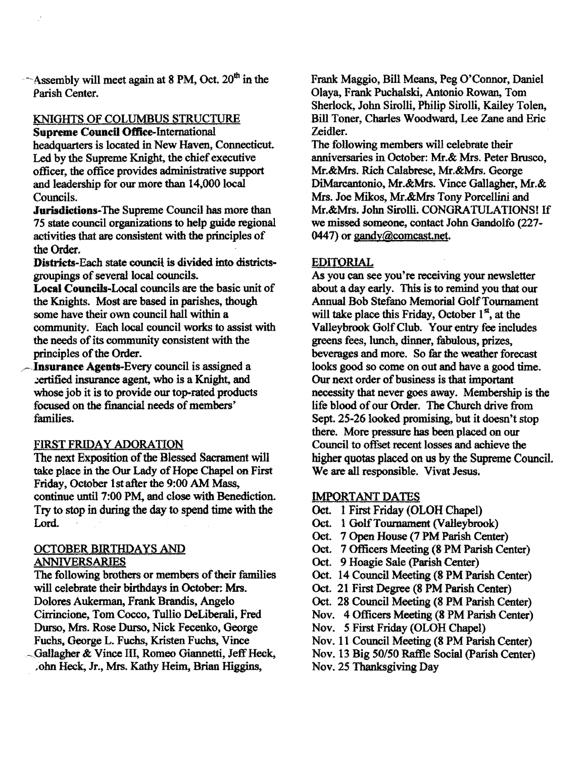Assembly will meet again at 8 PM, Oct. 20th in the Parish Center.

KNIGHTS OF COLUMBUS STRUCTURE

**Supreme Council Office**-International headquarters is located in New Haven, Connecticut. Led by the Supreme Knight, the chief executive officer, the office provides administrative support and leadership for our more than 14,000 local Councils.

**Jurisdictions**-The Supreme Council has more than 75 state council organizations to help guide regional activities that are consistent with the principles of the Order.

**Districts**-Each state council is divided into districts-groupings of several local councils.

**Local Councils**-Local councils are the basic unit of the Knights. Most are based in parishes, though some have their own council hall within a community. Each local council works to assist with the needs of its community consistent with the principles of the Order.

**Insurance Agents**-Every council is assigned a certified insurance agent, who is a Knight, and whose job it is to provide our top-rated products focused on the financial needs of members' families.

FIRST FRIDAY ADORATION

The next Exposition of the Blessed Sacrament will take place in the Our Lady of Hope Chapel on First Friday, October 1st after the 9:00 AM Mass, continue until 7:00 PM, and close with Benediction. Try to stop in during the day to spend time with the Lord.

OCTOBER BIRTHDAYS AND ANNIVERSARIES

The following brothers or members of their families will celebrate their birthdays in October: Mrs. Dolores Aukerman, Frank Brandis, Angelo Cirrincione, Tom Cocco, Tullio DeLiberali, Fred Durso, Mrs. Rose Durso, Nick Fecenko, George Fuchs, George L. Fuchs, Kristen Fuchs, Vince Gallagher & Vince III, Romeo Giannetti, Jeff Heck, John Heck, Jr., Mrs. Kathy Heim, Brian Higgins, Frank Maggio, Bill Means, Peg O'Connor, Daniel Olaya, Frank Puchalski, Antonio Rowan, Tom Sherlock, John Sirolli, Philip Sirolli, Kailey Tolen, Bill Toner, Charles Woodward, Lee Zane and Eric Zeidler.

The following members will celebrate their anniversaries in October: Mr.& Mrs. Peter Brusco, Mr.&Mrs. Rich Calabrese, Mr.&Mrs. George DiMarcantonio, Mr.&Mrs. Vince Gallagher, Mr.& Mrs. Joe Mikos, Mr.&Mrs Tony Porcellini and Mr.&Mrs. John Sirolli. CONGRATULATIONS! If we missed someone, contact John Gandolfo (227-0447) or gandy@comcast.net.

EDITORIAL

As you can see you're receiving your newsletter about a day early. This is to remind you that our Annual Bob Stefano Memorial Golf Tournament will take place this Friday, October 1st, at the Valleybrook Golf Club. Your entry fee includes greens fees, lunch, dinner, fabulous, prizes, beverages and more. So far the weather forecast looks good so come on out and have a good time. Our next order of business is that important necessity that never goes away. Membership is the life blood of our Order. The Church drive from Sept. 25-26 looked promising, but it doesn't stop there. More pressure has been placed on our Council to offset recent losses and achieve the higher quotas placed on us by the Supreme Council. We are all responsible. Vivat Jesus.

IMPORTANT DATES

- Oct. 1 First Friday (OLOH Chapel)
- Oct. 1 Golf Tournament (Valleybrook)
- Oct. 7 Open House (7 PM Parish Center)
- Oct. 7 Officers Meeting (8 PM Parish Center)
- Oct. 9 Hoagie Sale (Parish Center)
- Oct. 14 Council Meeting (8 PM Parish Center)
- Oct. 21 First Degree (8 PM Parish Center)
- Oct. 28 Council Meeting (8 PM Parish Center)
- Nov. 4 Officers Meeting (8 PM Parish Center)
- Nov. 5 First Friday (OLOH Chapel)
- Nov. 11 Council Meeting (8 PM Parish Center)
- Nov. 13 Big 50/50 Raffle Social (Parish Center)
- Nov. 25 Thanksgiving Day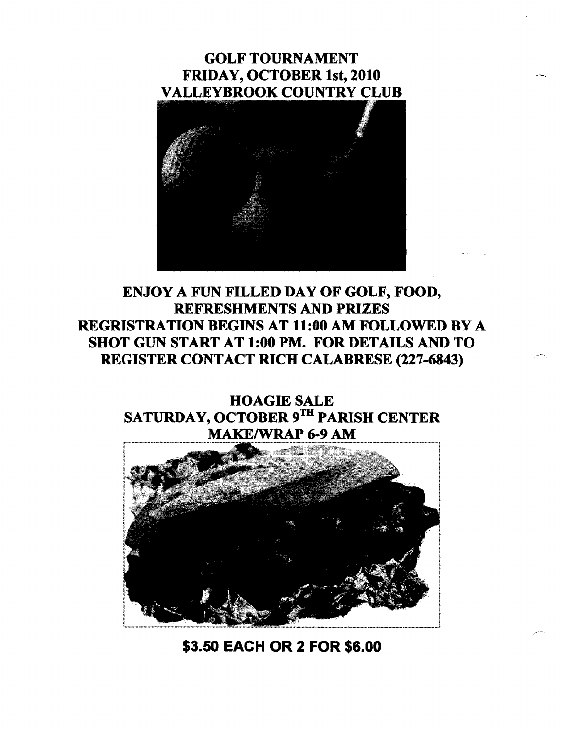# GOLF TOURNAMENT
# FRIDAY, OCTOBER 1st, 2010
# VALLEYBROOK COUNTRY CLUB

**ENJOY A FUN FILLED DAY OF GOLF, FOOD, REFRESHMENTS AND PRIZES**
**REGRISTRATION BEGINS AT 11:00 AM FOLLOWED BY A SHOT GUN START AT 1:00 PM. FOR DETAILS AND TO REGISTER CONTACT RICH CALABRESE (227-6843)**

# HOAGIE SALE
# SATURDAY, OCTOBER 9TH PARISH CENTER
# MAKE/WRAP 6-9 AM

**$3.50 EACH OR 2 FOR $6.00**